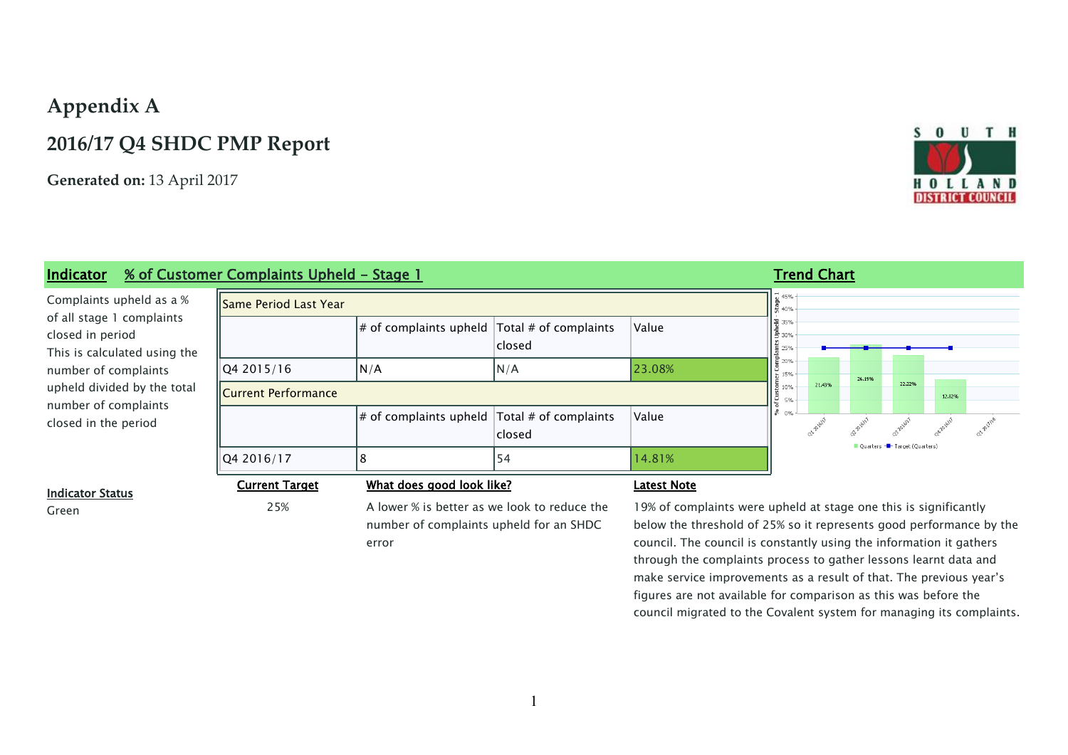# Appendix A

## 2016/17 Q4 SHDC PMP Report

**Generated on:** 13 April 2017

**Indicator** % of Customer Complaints Upheld - Stage 1

**Trend Chart**

Complaints upheld as a % of all stage 1 complaints closed in period
This is calculated using the number of complaints upheld divided by the total number of complaints closed in the period

| Same Period Last Year | | | |
|---|---|---|---|
| | # of complaints upheld | Total # of complaints closed | Value |
| Q4 2015/16 | N/A | N/A | 23.08% |
| **Current Performance** | | | |
| | # of complaints upheld | Total # of complaints closed | Value |
| Q4 2016/17 | 8 | 54 | 14.81% |

**Indicator Status**

Green

**Current Target**

25%

**What does good look like?**

A lower % is better as we look to reduce the number of complaints upheld for an SHDC error

**Latest Note**

19% of complaints were upheld at stage one this is significantly below the threshold of 25% so it represents good performance by the council. The council is constantly using the information it gathers through the complaints process to gather lessons learnt data and make service improvements as a result of that. The previous year's figures are not available for comparison as this was before the council migrated to the Covalent system for managing its complaints.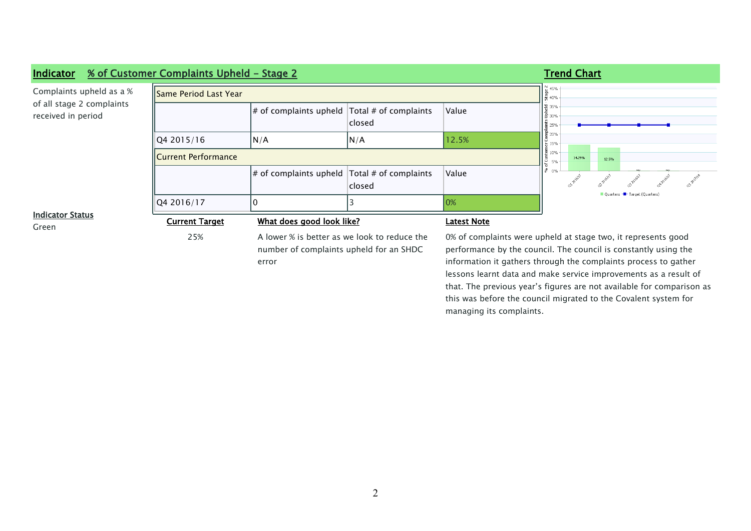## Indicator % of Customer Complaints Upheld - Stage 2

Complaints upheld as a % of all stage 2 complaints received in period

| Same Period Last Year | | | |
|---|---|---|---|
| | # of complaints upheld | Total # of complaints closed | Value |
| Q4 2015/16 | N/A | N/A | 12.5% |
| **Current Performance** | | | |
| | # of complaints upheld | Total # of complaints closed | Value |
| Q4 2016/17 | 0 | 3 | 0% |

**Trend Chart**

**Indicator Status**

Green

**Current Target**

25%

**What does good look like?**

A lower % is better as we look to reduce the number of complaints upheld for an SHDC error

**Latest Note**

0% of complaints were upheld at stage two, it represents good performance by the council. The council is constantly using the information it gathers through the complaints process to gather lessons learnt data and make service improvements as a result of that. The previous year's figures are not available for comparison as this was before the council migrated to the Covalent system for managing its complaints.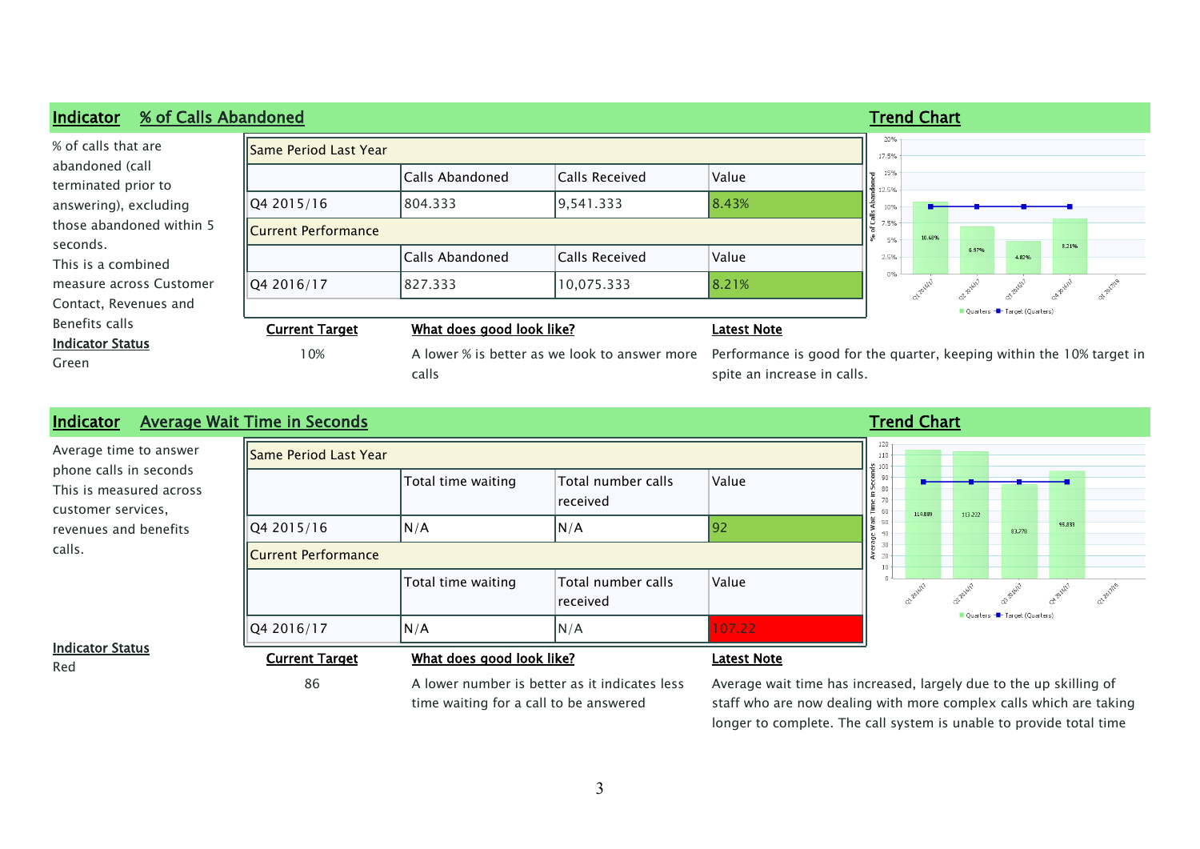## Indicator % of Calls Abandoned

**Trend Chart**

% of calls that are abandoned (call terminated prior to answering), excluding those abandoned within 5 seconds.
This is a combined measure across Customer Contact, Revenues and Benefits calls

**Indicator Status**
Green

| Same Period Last Year | | | |
|---|---|---|---|
| | Calls Abandoned | Calls Received | Value |
| Q4 2015/16 | 804.333 | 9,541.333 | 8.43% |
| **Current Performance** | | | |
| | Calls Abandoned | Calls Received | Value |
| Q4 2016/17 | 827.333 | 10,075.333 | 8.21% |

**Current Target**
10%

**What does good look like?**
A lower % is better as we look to answer more calls

**Latest Note**
Performance is good for the quarter, keeping within the 10% target in spite an increase in calls.

## Indicator Average Wait Time in Seconds

**Trend Chart**

Average time to answer phone calls in seconds This is measured across customer services, revenues and benefits calls.

**Indicator Status**
Red

| Same Period Last Year | | | |
|---|---|---|---|
| | Total time waiting | Total number calls received | Value |
| Q4 2015/16 | N/A | N/A | 92 |
| **Current Performance** | | | |
| | Total time waiting | Total number calls received | Value |
| Q4 2016/17 | N/A | N/A | 107.22 |

**Current Target**
86

**What does good look like?**
A lower number is better as it indicates less time waiting for a call to be answered

**Latest Note**
Average wait time has increased, largely due to the up skilling of staff who are now dealing with more complex calls which are taking longer to complete. The call system is unable to provide total time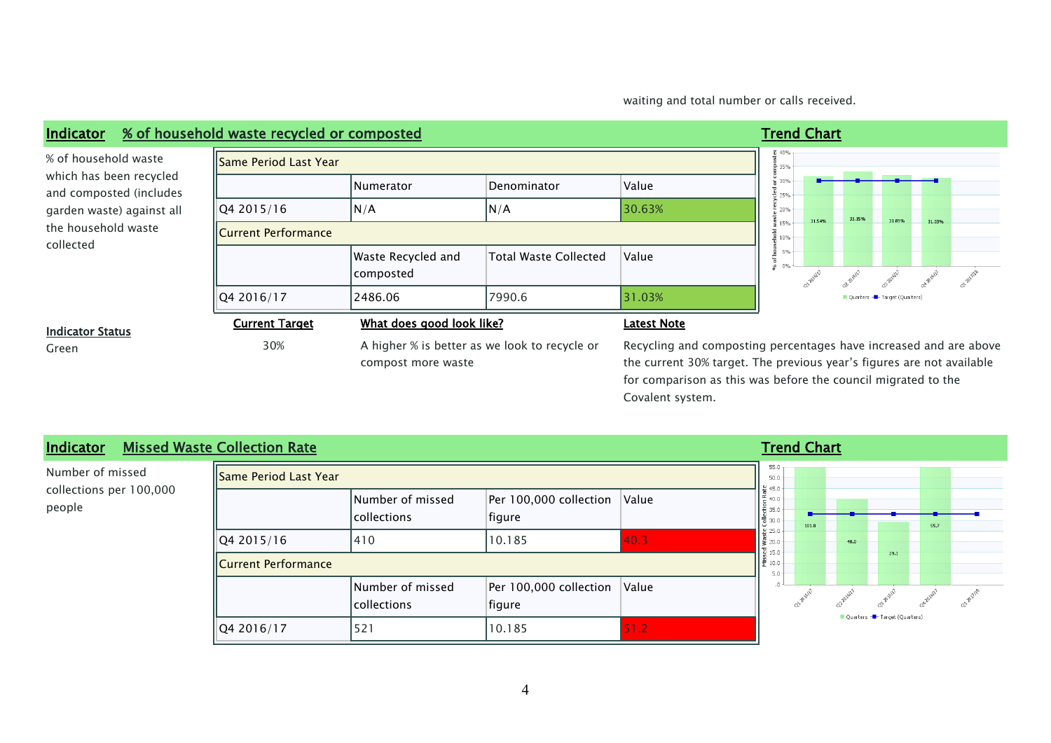waiting and total number or calls received.

## Indicator % of household waste recycled or composted

% of household waste which has been recycled and composted (includes garden waste) against all the household waste collected

| Same Period Last Year | | | |
|---|---|---|---|
| | Numerator | Denominator | Value |
| Q4 2015/16 | N/A | N/A | 30.63% |
| **Current Performance** | | | |
| | Waste Recycled and composted | Total Waste Collected | Value |
| Q4 2016/17 | 2486.06 | 7990.6 | 31.03% |

**Trend Chart**

**Indicator Status**

Green

**Current Target**

30%

**What does good look like?**

A higher % is better as we look to recycle or compost more waste

**Latest Note**

Recycling and composting percentages have increased and are above the current 30% target. The previous year's figures are not available for comparison as this was before the council migrated to the Covalent system.

## Indicator Missed Waste Collection Rate

Number of missed collections per 100,000 people

| Same Period Last Year | | | |
|---|---|---|---|
| | Number of missed collections | Per 100,000 collection figure | Value |
| Q4 2015/16 | 410 | 10.185 | 40.3 |
| **Current Performance** | | | |
| | Number of missed collections | Per 100,000 collection figure | Value |
| Q4 2016/17 | 521 | 10.185 | 51.2 |

**Trend Chart**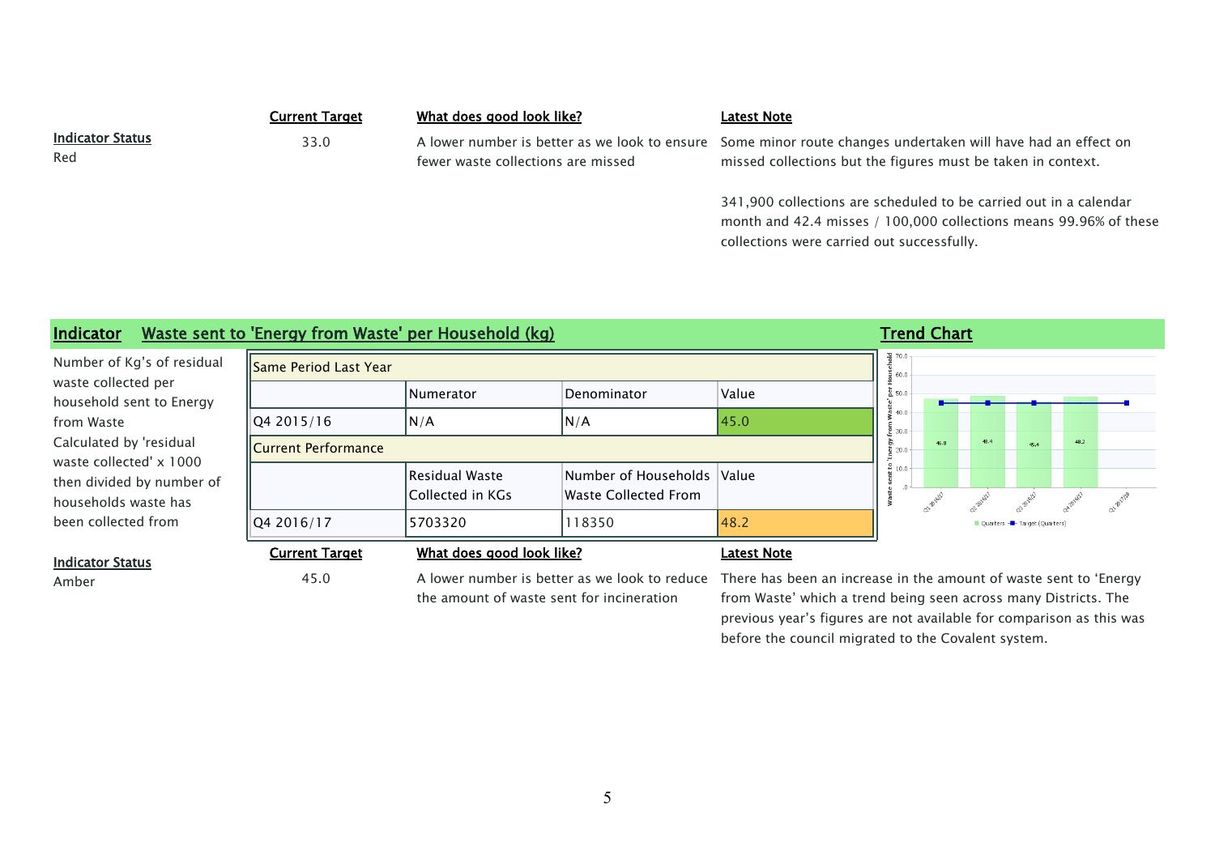| Current Target | What does good look like? | Latest Note |
|---|---|---|
| 33.0 | A lower number is better as we look to ensure fewer waste collections are missed | Some minor route changes undertaken will have had an effect on missed collections but the figures must be taken in context. 341,900 collections are scheduled to be carried out in a calendar month and 42.4 misses / 100,000 collections means 99.96% of these collections were carried out successfully. |

**Indicator Status**

Red

## Indicator Waste sent to 'Energy from Waste' per Household (kg)

Number of Kg's of residual waste collected per household sent to Energy from Waste Calculated by 'residual waste collected' x 1000 then divided by number of households waste has been collected from

| Same Period Last Year | | | |
|---|---|---|---|
| | Numerator | Denominator | Value |
| Q4 2015/16 | N/A | N/A | 45.0 |
| **Current Performance** | | | |
| | Residual Waste Collected in KGs | Number of Households Waste Collected From | Value |
| Q4 2016/17 | 5703320 | 118350 | 48.2 |

**Trend Chart**

| Quarter | Quarters | Target (Quarters) |
|---|---|---|
| Q1 2016/17 | 46.8 | 45.0 |
| Q2 2016/17 | 48.4 | 45.0 |
| Q3 2016/17 | 45.4 | 45.0 |
| Q4 2016/17 | 48.2 | 45.0 |
| Q1 2017/18 | | 45.0 |

**Indicator Status**

Amber

| Current Target | What does good look like? | Latest Note |
|---|---|---|
| 45.0 | A lower number is better as we look to reduce the amount of waste sent for incineration | There has been an increase in the amount of waste sent to 'Energy from Waste' which a trend being seen across many Districts. The previous year's figures are not available for comparison as this was before the council migrated to the Covalent system. |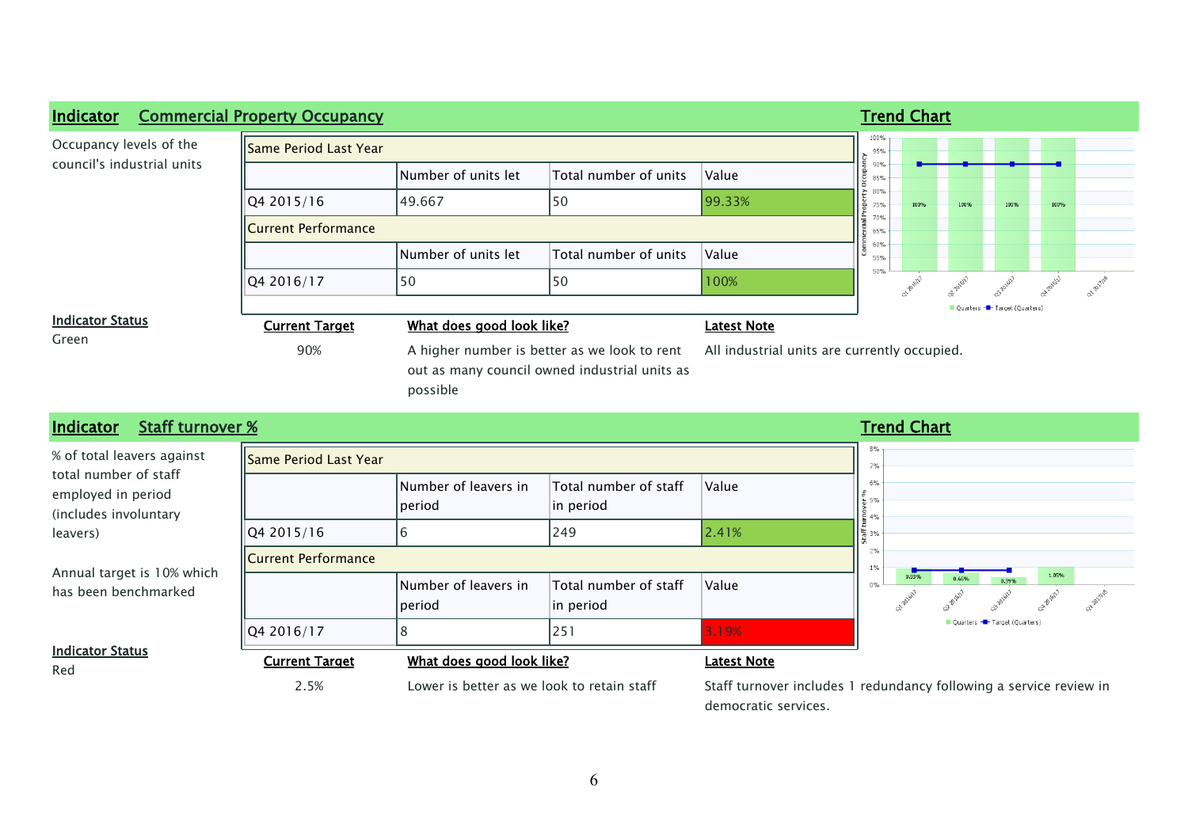## Indicator Commercial Property Occupancy

Occupancy levels of the council's industrial units

| Same Period Last Year | | | |
|---|---|---|---|
| | Number of units let | Total number of units | Value |
| Q4 2015/16 | 49.667 | 50 | 99.33% |
| **Current Performance** | | | |
| | Number of units let | Total number of units | Value |
| Q4 2016/17 | 50 | 50 | 100% |

**Trend Chart**

**Indicator Status**

Green

**Current Target**

90%

**What does good look like?**

A higher number is better as we look to rent out as many council owned industrial units as possible

**Latest Note**

All industrial units are currently occupied.

## Indicator Staff turnover %

% of total leavers against total number of staff employed in period (includes involuntary leavers)

Annual target is 10% which has been benchmarked

| Same Period Last Year | | | |
|---|---|---|---|
| | Number of leavers in period | Total number of staff in period | Value |
| Q4 2015/16 | 6 | 249 | 2.41% |
| **Current Performance** | | | |
| | Number of leavers in period | Total number of staff in period | Value |
| Q4 2016/17 | 8 | 251 | 3.19% |

**Trend Chart**

**Indicator Status**

Red

**Current Target**

2.5%

**What does good look like?**

Lower is better as we look to retain staff

**Latest Note**

Staff turnover includes 1 redundancy following a service review in democratic services.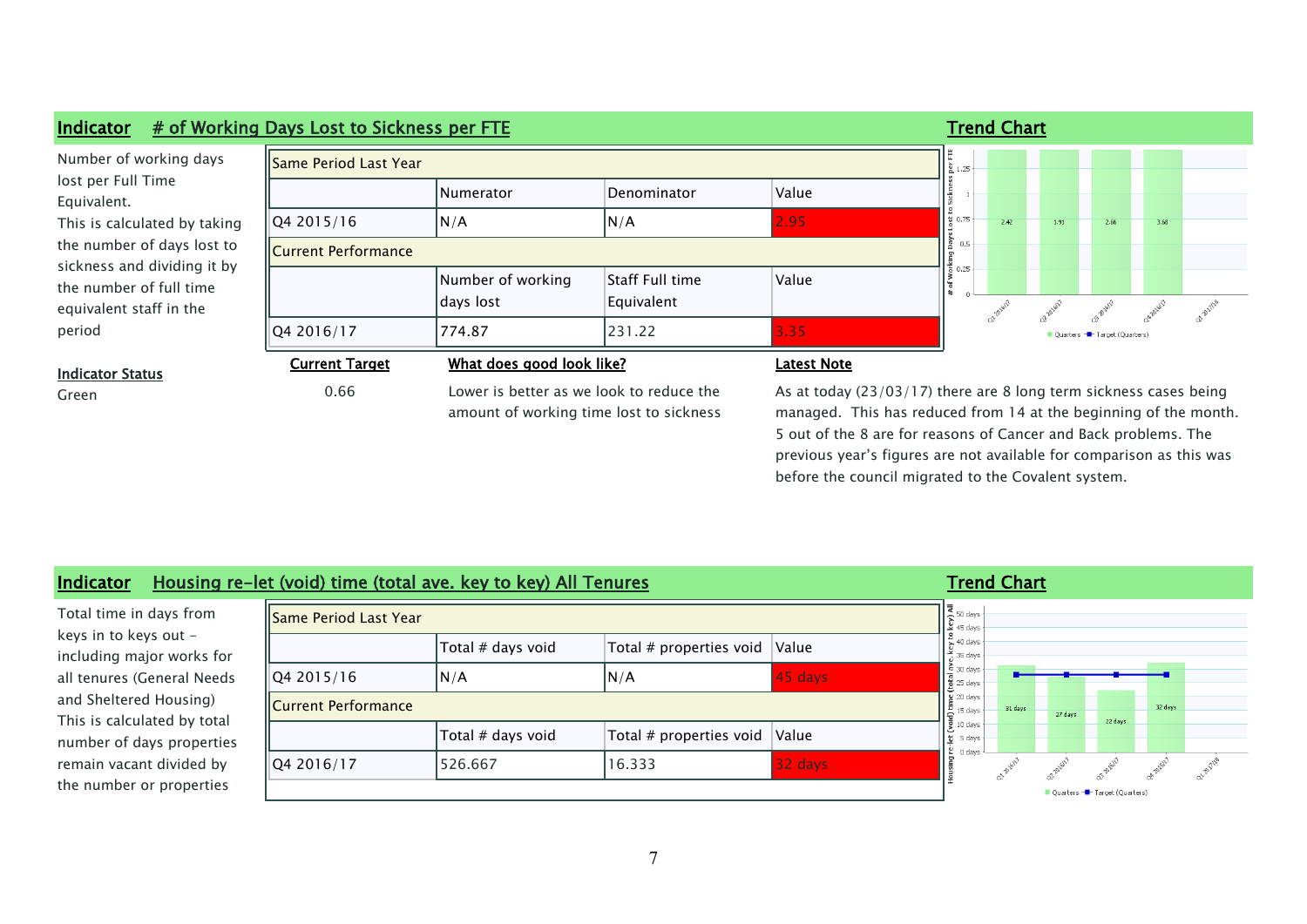## Indicator # of Working Days Lost to Sickness per FTE

Number of working days lost per Full Time Equivalent.
This is calculated by taking the number of days lost to sickness and dividing it by the number of full time equivalent staff in the period

**Indicator Status**

Green

| Same Period Last Year | | | |
|---|---|---|---|
| | Numerator | Denominator | Value |
| Q4 2015/16 | N/A | N/A | 2.95 |
| **Current Performance** | | | |
| | Number of working days lost | Staff Full time Equivalent | Value |
| Q4 2016/17 | 774.87 | 231.22 | 3.35 |

**Current Target**

0.66

**What does good look like?**

Lower is better as we look to reduce the amount of working time lost to sickness

**Latest Note**

As at today (23/03/17) there are 8 long term sickness cases being managed. This has reduced from 14 at the beginning of the month. 5 out of the 8 are for reasons of Cancer and Back problems. The previous year's figures are not available for comparison as this was before the council migrated to the Covalent system.

**Trend Chart**

## Indicator Housing re-let (void) time (total ave. key to key) All Tenures

Total time in days from keys in to keys out – including major works for all tenures (General Needs and Sheltered Housing)
This is calculated by total number of days properties remain vacant divided by the number or properties

| Same Period Last Year | | | |
|---|---|---|---|
| | Total # days void | Total # properties void | Value |
| Q4 2015/16 | N/A | N/A | 45 days |
| **Current Performance** | | | |
| | Total # days void | Total # properties void | Value |
| Q4 2016/17 | 526.667 | 16.333 | 32 days |

**Trend Chart**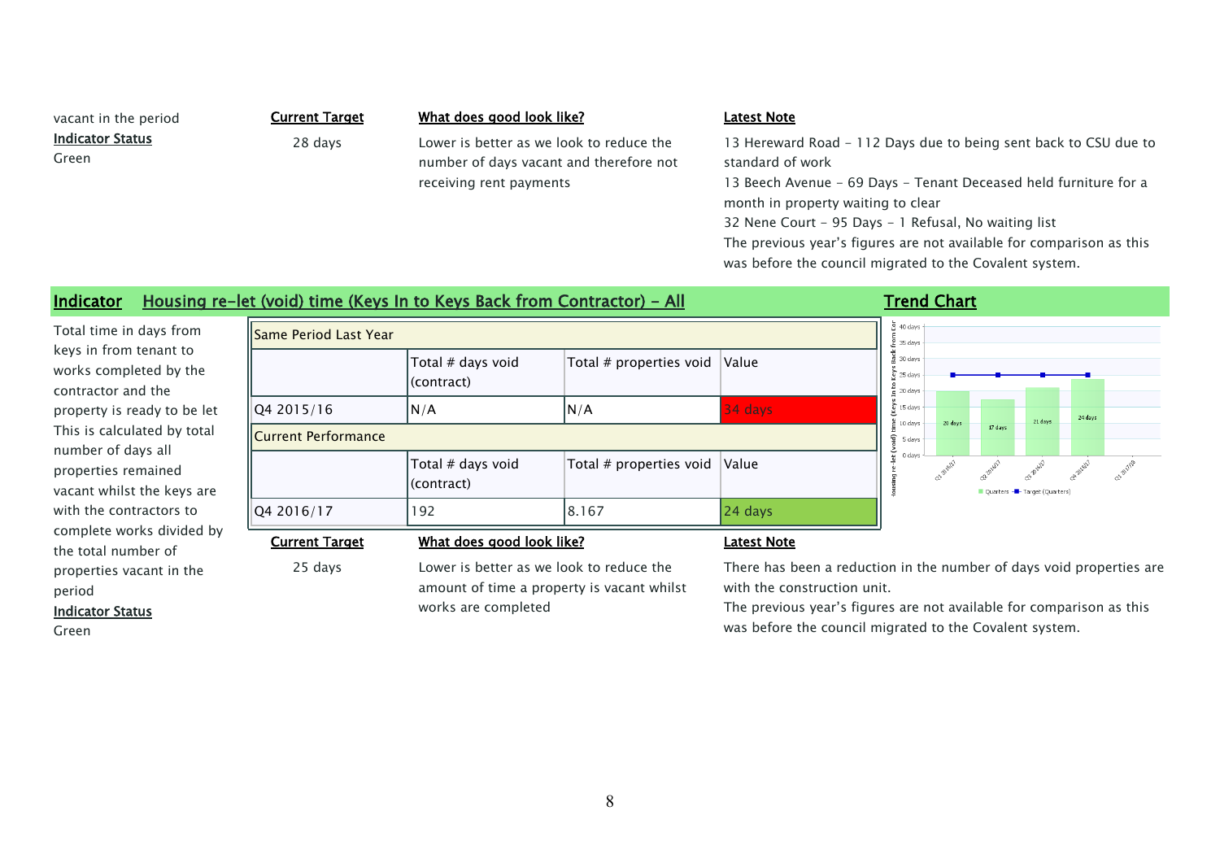vacant in the period

**Indicator Status**

Green

**Current Target**

28 days

**What does good look like?**

Lower is better as we look to reduce the number of days vacant and therefore not receiving rent payments

**Latest Note**

13 Hereward Road - 112 Days due to being sent back to CSU due to standard of work

13 Beech Avenue - 69 Days - Tenant Deceased held furniture for a month in property waiting to clear

32 Nene Court - 95 Days - 1 Refusal, No waiting list

The previous year's figures are not available for comparison as this was before the council migrated to the Covalent system.

## Indicator Housing re-let (void) time (Keys In to Keys Back from Contractor) - All

Total time in days from keys in from tenant to works completed by the contractor and the property is ready to be let This is calculated by total number of days all properties remained vacant whilst the keys are with the contractors to complete works divided by the total number of properties vacant in the period

**Indicator Status**

Green

| Same Period Last Year | | | |
|---|---|---|---|
| | Total # days void (contract) | Total # properties void | Value |
| Q4 2015/16 | N/A | N/A | 34 days |
| **Current Performance** | | | |
| | Total # days void (contract) | Total # properties void | Value |
| Q4 2016/17 | 192 | 8.167 | 24 days |

**Trend Chart**

| Quarter | Quarters | Target (Quarters) |
|---|---|---|
| Q1 2016/17 | 20 days | 25 days |
| Q2 2016/17 | 17 days | 25 days |
| Q3 2016/17 | 21 days | 25 days |
| Q4 2016/17 | 24 days | 25 days |
| Q1 2017/18 | | |

**Current Target**

25 days

**What does good look like?**

Lower is better as we look to reduce the amount of time a property is vacant whilst works are completed

**Latest Note**

There has been a reduction in the number of days void properties are with the construction unit.

The previous year's figures are not available for comparison as this was before the council migrated to the Covalent system.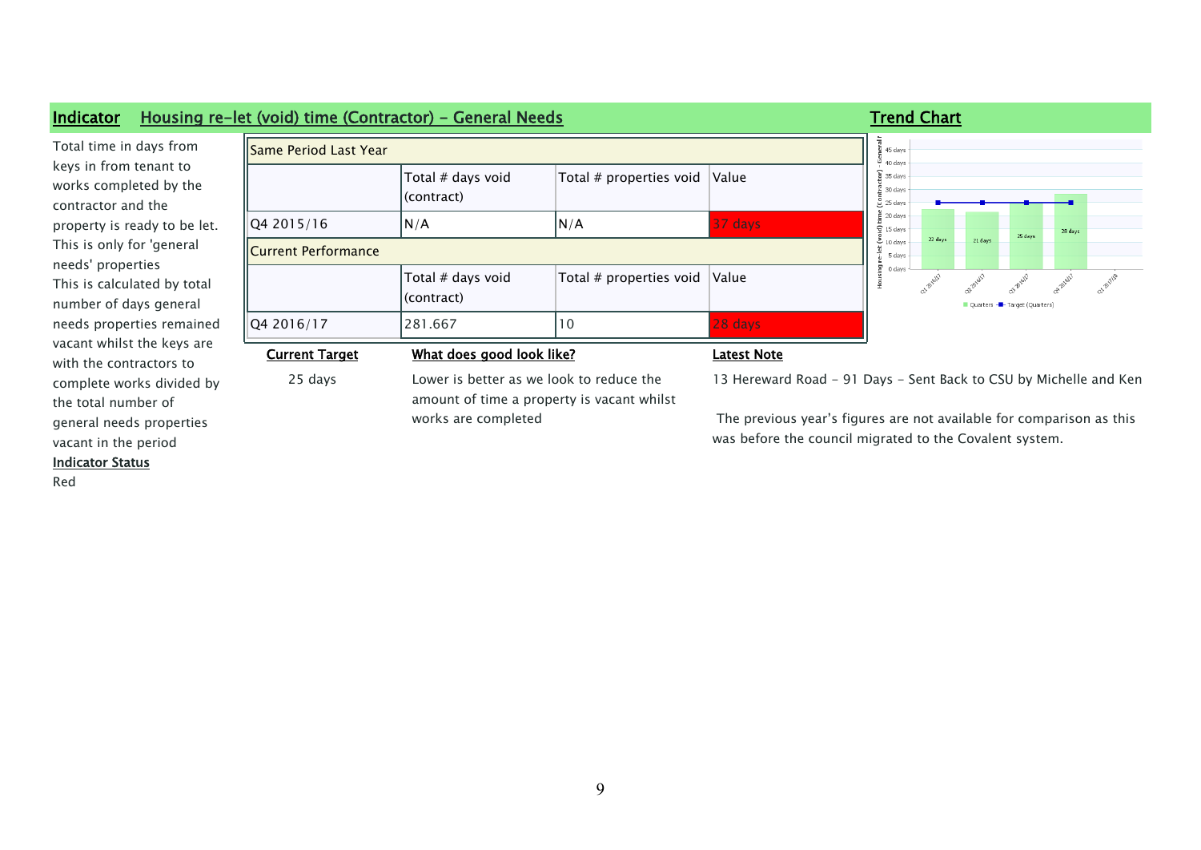## Indicator — Housing re-let (void) time (Contractor) - General Needs

Total time in days from keys in from tenant to works completed by the contractor and the property is ready to be let. This is only for 'general needs' properties
This is calculated by total number of days general needs properties remained vacant whilst the keys are with the contractors to complete works divided by the total number of general needs properties vacant in the period

**Indicator Status**

Red

| Same Period Last Year | | | |
|---|---|---|---|
| | Total # days void (contract) | Total # properties void | Value |
| Q4 2015/16 | N/A | N/A | 37 days |
| **Current Performance** | | | |
| | Total # days void (contract) | Total # properties void | Value |
| Q4 2016/17 | 281.667 | 10 | 28 days |

**Current Target**

25 days

**What does good look like?**

Lower is better as we look to reduce the amount of time a property is vacant whilst works are completed

**Latest Note**

13 Hereward Road - 91 Days - Sent Back to CSU by Michelle and Ken

The previous year's figures are not available for comparison as this was before the council migrated to the Covalent system.

**Trend Chart**

Housing re-let (void) time (Contractor) - General Needs

| Quarter | Value | Target (Quarters) |
|---|---|---|
| Q1 2016/17 | 22 days | 25 days |
| Q2 2016/17 | 21 days | 25 days |
| Q3 2016/17 | 25 days | 25 days |
| Q4 2016/17 | 28 days | 25 days |
| Q1 2017/18 | | |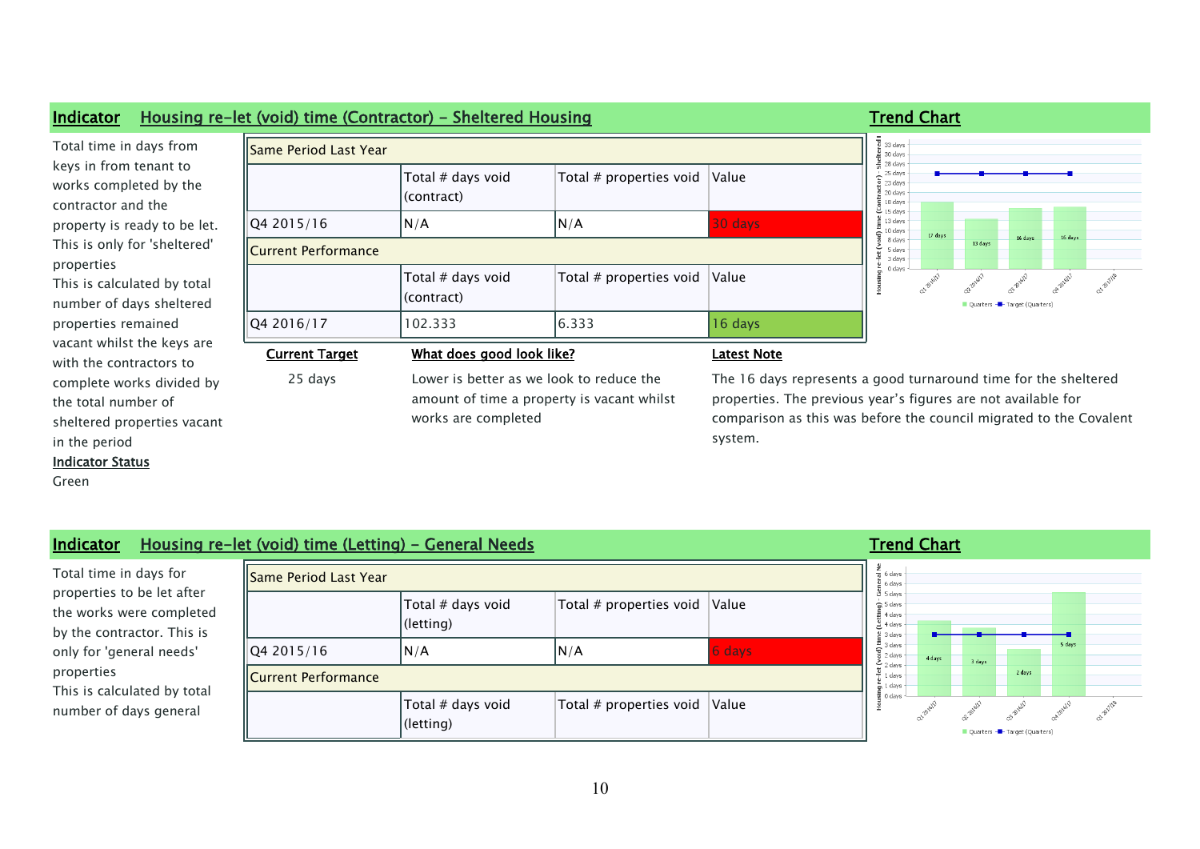## Indicator — Housing re-let (void) time (Contractor) - Sheltered Housing

Total time in days from keys in from tenant to works completed by the contractor and the property is ready to be let. This is only for 'sheltered' properties
This is calculated by total number of days sheltered properties remained vacant whilst the keys are with the contractors to complete works divided by the total number of sheltered properties vacant in the period

**Indicator Status**

Green

| Same Period Last Year | | | |
|---|---|---|---|
| | Total # days void (contract) | Total # properties void | Value |
| Q4 2015/16 | N/A | N/A | 30 days |
| **Current Performance** | | | |
| | Total # days void (contract) | Total # properties void | Value |
| Q4 2016/17 | 102.333 | 6.333 | 16 days |

**Current Target**

25 days

**What does good look like?**

Lower is better as we look to reduce the amount of time a property is vacant whilst works are completed

**Latest Note**

The 16 days represents a good turnaround time for the sheltered properties. The previous year's figures are not available for comparison as this was before the council migrated to the Covalent system.

**Trend Chart**

## Indicator — Housing re-let (void) time (Letting) - General Needs

Total time in days for properties to be let after the works were completed by the contractor. This is only for 'general needs' properties
This is calculated by total number of days general

| Same Period Last Year | | | |
|---|---|---|---|
| | Total # days void (letting) | Total # properties void | Value |
| Q4 2015/16 | N/A | N/A | 6 days |
| **Current Performance** | | | |
| | Total # days void (letting) | Total # properties void | Value |

**Trend Chart**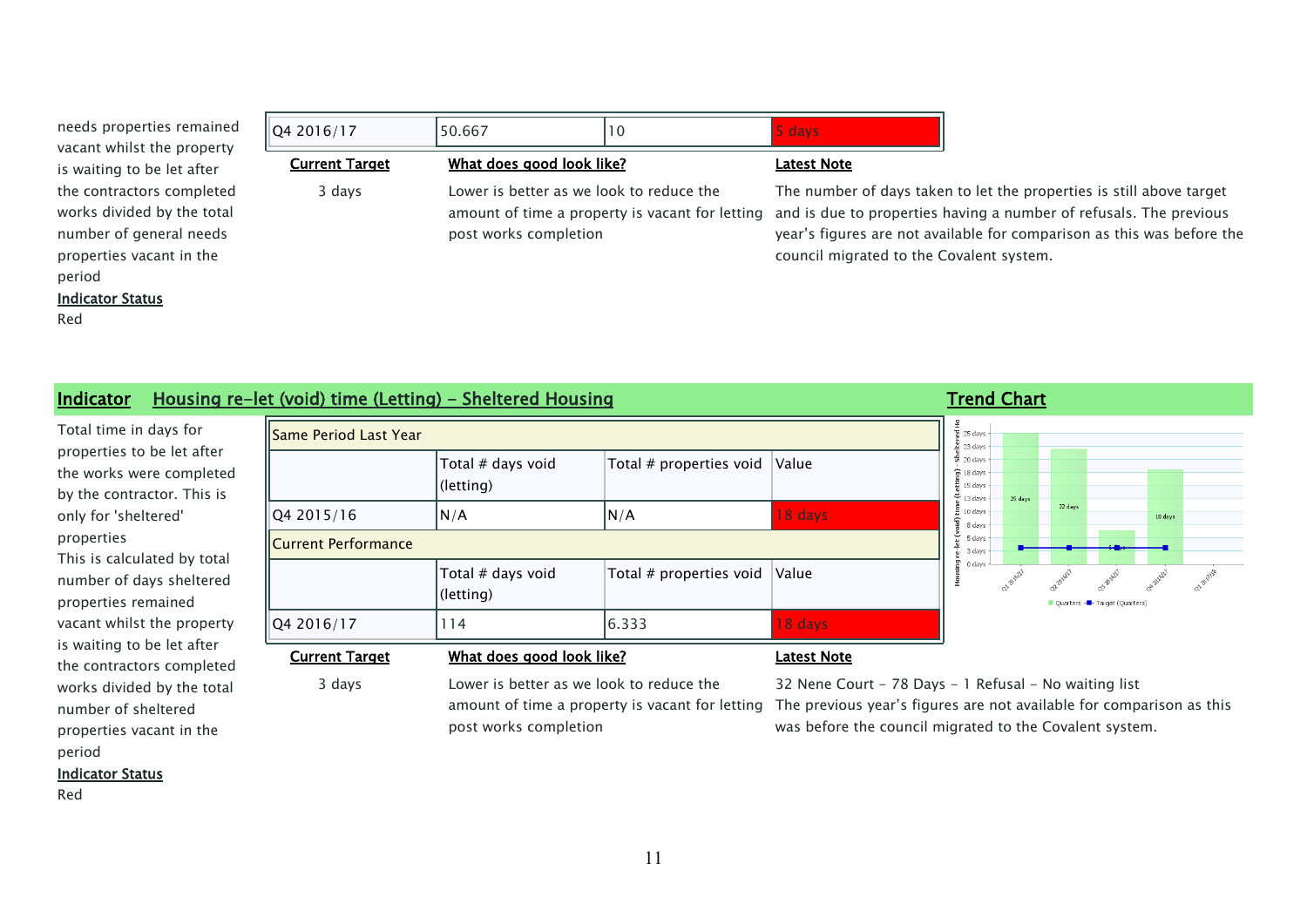needs properties remained vacant whilst the property is waiting to be let after the contractors completed works divided by the total number of general needs properties vacant in the period

**Indicator Status**

Red

| | | | |
|---|---|---|---|
| Q4 2016/17 | 50.667 | 10 | 5 days |

| Current Target | What does good look like? | Latest Note |
|---|---|---|
| 3 days | Lower is better as we look to reduce the amount of time a property is vacant for letting post works completion | The number of days taken to let the properties is still above target and is due to properties having a number of refusals. The previous year's figures are not available for comparison as this was before the council migrated to the Covalent system. |

## Indicator Housing re-let (void) time (Letting) - Sheltered Housing

**Trend Chart**

Total time in days for properties to be let after the works were completed by the contractor. This is only for 'sheltered' properties

This is calculated by total number of days sheltered properties remained vacant whilst the property is waiting to be let after the contractors completed works divided by the total number of sheltered properties vacant in the period

**Indicator Status**

Red

| Same Period Last Year | | | |
|---|---|---|---|
| | Total # days void (letting) | Total # properties void | Value |
| Q4 2015/16 | N/A | N/A | 18 days |
| **Current Performance** | | | |
| | Total # days void (letting) | Total # properties void | Value |
| Q4 2016/17 | 114 | 6.333 | 18 days |

| Current Target | What does good look like? | Latest Note |
|---|---|---|
| 3 days | Lower is better as we look to reduce the amount of time a property is vacant for letting post works completion | 32 Nene Court - 78 Days - 1 Refusal - No waiting list<br>The previous year's figures are not available for comparison as this was before the council migrated to the Covalent system. |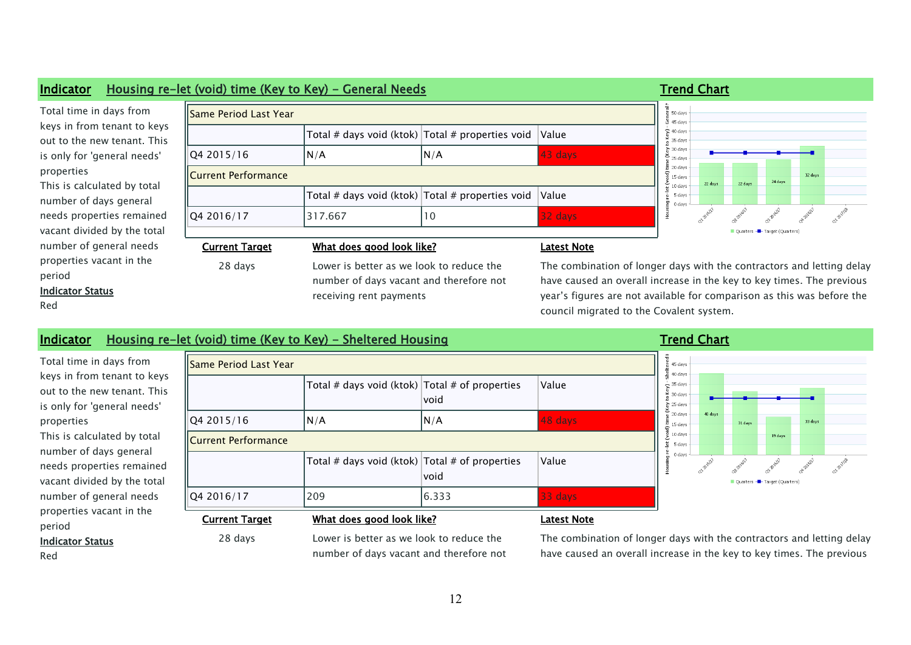## Indicator Housing re-let (void) time (Key to Key) - General Needs

Total time in days from keys in from tenant to keys out to the new tenant. This is only for 'general needs' properties
This is calculated by total number of days general needs properties remained vacant divided by the total number of general needs properties vacant in the period

**Indicator Status**
Red

| Same Period Last Year | | | |
|---|---|---|---|
| | Total # days void (ktok) | Total # properties void | Value |
| Q4 2015/16 | N/A | N/A | 43 days |
| **Current Performance** | | | |
| | Total # days void (ktok) | Total # properties void | Value |
| Q4 2016/17 | 317.667 | 10 | 32 days |

**Current Target**
28 days

**What does good look like?**
Lower is better as we look to reduce the number of days vacant and therefore not receiving rent payments

**Latest Note**
The combination of longer days with the contractors and letting delay have caused an overall increase in the key to key times. The previous year's figures are not available for comparison as this was before the council migrated to the Covalent system.

**Trend Chart**

## Indicator Housing re-let (void) time (Key to Key) - Sheltered Housing

Total time in days from keys in from tenant to keys out to the new tenant. This is only for 'general needs' properties
This is calculated by total number of days general needs properties remained vacant divided by the total number of general needs properties vacant in the period

**Indicator Status**
Red

| Same Period Last Year | | | |
|---|---|---|---|
| | Total # days void (ktok) | Total # of properties void | Value |
| Q4 2015/16 | N/A | N/A | 48 days |
| **Current Performance** | | | |
| | Total # days void (ktok) | Total # of properties void | Value |
| Q4 2016/17 | 209 | 6.333 | 33 days |

**Current Target**
28 days

**What does good look like?**
Lower is better as we look to reduce the number of days vacant and therefore not

**Latest Note**
The combination of longer days with the contractors and letting delay have caused an overall increase in the key to key times. The previous

**Trend Chart**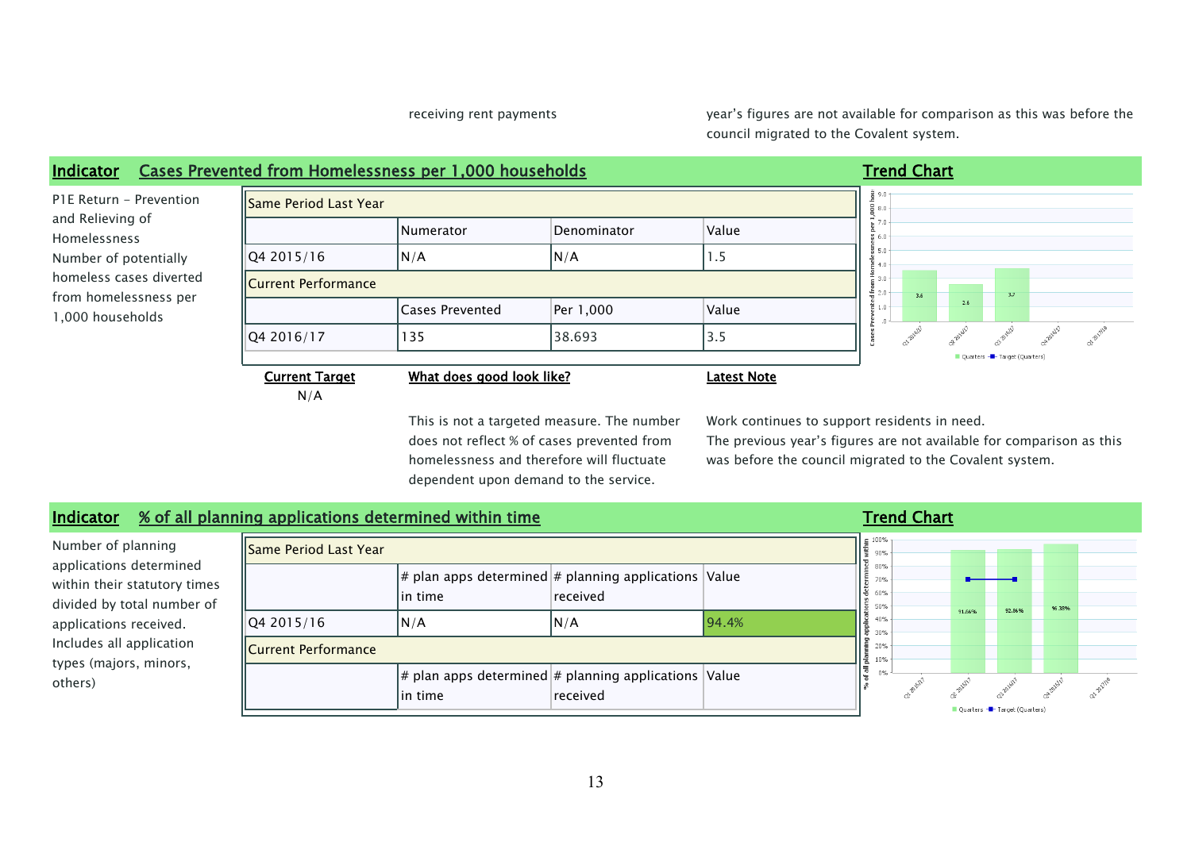receiving rent payments

year's figures are not available for comparison as this was before the council migrated to the Covalent system.

## Indicator Cases Prevented from Homelessness per 1,000 households

P1E Return – Prevention and Relieving of Homelessness
Number of potentially homeless cases diverted from homelessness per 1,000 households

| Same Period Last Year | | | |
|---|---|---|---|
| | Numerator | Denominator | Value |
| Q4 2015/16 | N/A | N/A | 1.5 |
| **Current Performance** | | | |
| | Cases Prevented | Per 1,000 | Value |
| Q4 2016/17 | 135 | 38.693 | 3.5 |

**Trend Chart**

**Current Target**
N/A

**What does good look like?**

This is not a targeted measure. The number does not reflect % of cases prevented from homelessness and therefore will fluctuate dependent upon demand to the service.

**Latest Note**

Work continues to support residents in need.
The previous year's figures are not available for comparison as this was before the council migrated to the Covalent system.

## Indicator % of all planning applications determined within time

Number of planning applications determined within their statutory times divided by total number of applications received. Includes all application types (majors, minors, others)

| Same Period Last Year | | | |
|---|---|---|---|
| | # plan apps determined in time | # planning applications received | Value |
| Q4 2015/16 | N/A | N/A | 94.4% |
| **Current Performance** | | | |
| | # plan apps determined in time | # planning applications received | Value |

**Trend Chart**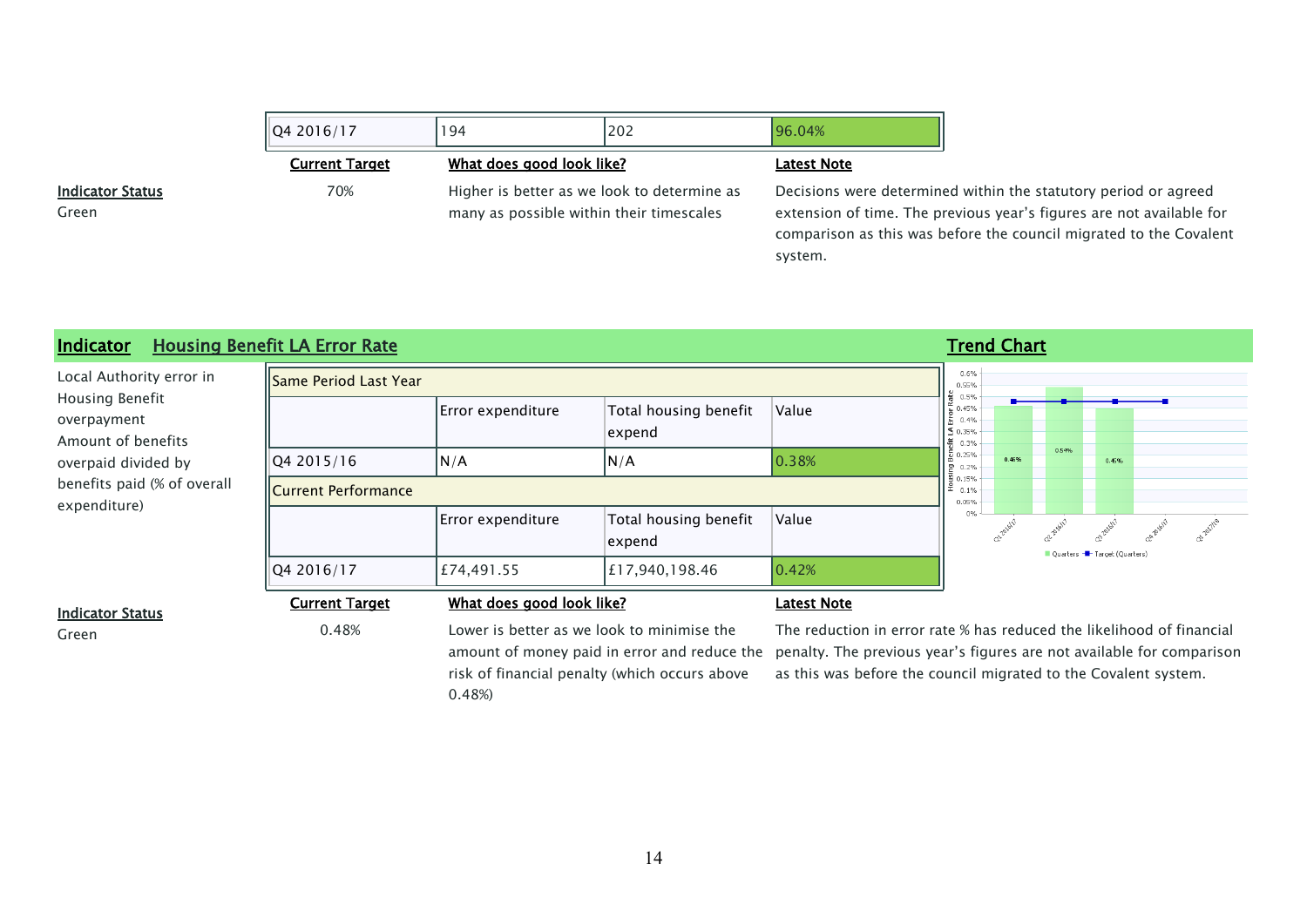| Q4 2016/17 | 194 | 202 | 96.04% |
|---|---|---|---|

**Indicator Status**

Green

**Current Target**

70%

**What does good look like?**

Higher is better as we look to determine as many as possible within their timescales

**Latest Note**

Decisions were determined within the statutory period or agreed extension of time. The previous year's figures are not available for comparison as this was before the council migrated to the Covalent system.

## Indicator Housing Benefit LA Error Rate

Local Authority error in Housing Benefit overpayment Amount of benefits overpaid divided by benefits paid (% of overall expenditure)

| Same Period Last Year | | | |
|---|---|---|---|
| | Error expenditure | Total housing benefit expend | Value |
| Q4 2015/16 | N/A | N/A | 0.38% |
| **Current Performance** | | | |
| | Error expenditure | Total housing benefit expend | Value |
| Q4 2016/17 | £74,491.55 | £17,940,198.46 | 0.42% |

**Trend Chart**

| Quarter | Housing Benefit LA Error Rate | Target |
|---|---|---|
| Q1 2016/17 | 0.46% | 0.48% |
| Q2 2016/17 | 0.54% | 0.48% |
| Q3 2016/17 | 0.45% | 0.48% |
| Q4 2016/17 | | 0.48% |
| Q1 2017/18 | | |

**Indicator Status**

Green

**Current Target**

0.48%

**What does good look like?**

Lower is better as we look to minimise the amount of money paid in error and reduce the risk of financial penalty (which occurs above 0.48%)

**Latest Note**

The reduction in error rate % has reduced the likelihood of financial penalty. The previous year's figures are not available for comparison as this was before the council migrated to the Covalent system.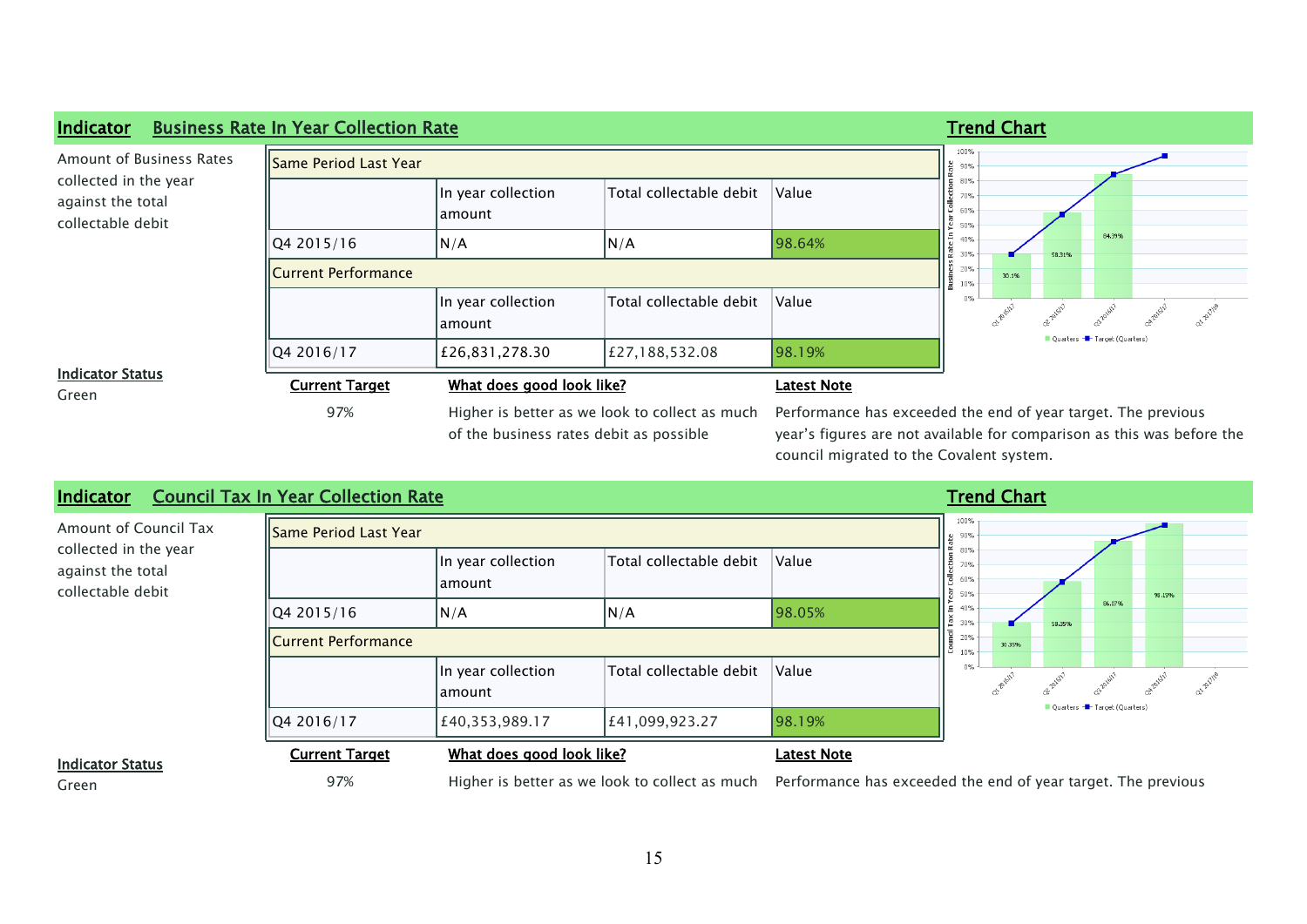## Indicator Business Rate In Year Collection Rate

Amount of Business Rates collected in the year against the total collectable debit

| Same Period Last Year | | | |
|---|---|---|---|
| | In year collection amount | Total collectable debit | Value |
| Q4 2015/16 | N/A | N/A | 98.64% |
| **Current Performance** | | | |
| | In year collection amount | Total collectable debit | Value |
| Q4 2016/17 | £26,831,278.30 | £27,188,532.08 | 98.19% |

**Trend Chart**

**Indicator Status**

Green

| Current Target | What does good look like? | Latest Note |
|---|---|---|
| 97% | Higher is better as we look to collect as much of the business rates debit as possible | Performance has exceeded the end of year target. The previous year's figures are not available for comparison as this was before the council migrated to the Covalent system. |

## Indicator Council Tax In Year Collection Rate

Amount of Council Tax collected in the year against the total collectable debit

| Same Period Last Year | | | |
|---|---|---|---|
| | In year collection amount | Total collectable debit | Value |
| Q4 2015/16 | N/A | N/A | 98.05% |
| **Current Performance** | | | |
| | In year collection amount | Total collectable debit | Value |
| Q4 2016/17 | £40,353,989.17 | £41,099,923.27 | 98.19% |

**Trend Chart**

**Indicator Status**

Green

| Current Target | What does good look like? | Latest Note |
|---|---|---|
| 97% | Higher is better as we look to collect as much | Performance has exceeded the end of year target. The previous |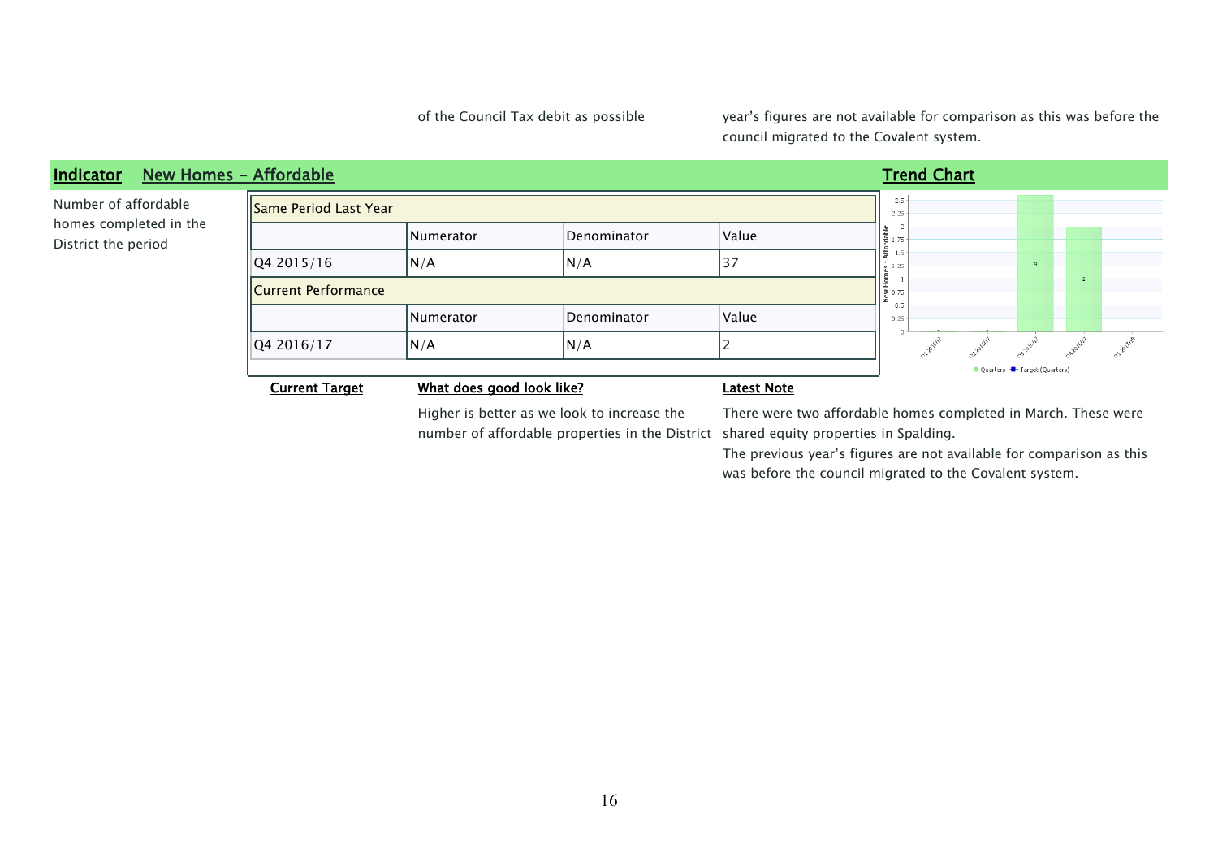of the Council Tax debit as possible

year's figures are not available for comparison as this was before the council migrated to the Covalent system.

## Indicator New Homes - Affordable

Number of affordable homes completed in the District the period

| Same Period Last Year | | | |
|---|---|---|---|
| | Numerator | Denominator | Value |
| Q4 2015/16 | N/A | N/A | 37 |
| **Current Performance** | | | |
| | Numerator | Denominator | Value |
| Q4 2016/17 | N/A | N/A | 2 |

**Trend Chart**

New Homes - Affordable

2.5
2.25
2
1.75
1.5
1.25
1
0.75
0.5
0.25
0

Q1 2016/17
Q2 2016/17
Q3 2016/17
Q4 2016/17
Q1 2017/18

Quarters — Target (Quarters)

**Current Target**

**What does good look like?**

Higher is better as we look to increase the number of affordable properties in the District

**Latest Note**

There were two affordable homes completed in March. These were shared equity properties in Spalding.
The previous year's figures are not available for comparison as this was before the council migrated to the Covalent system.